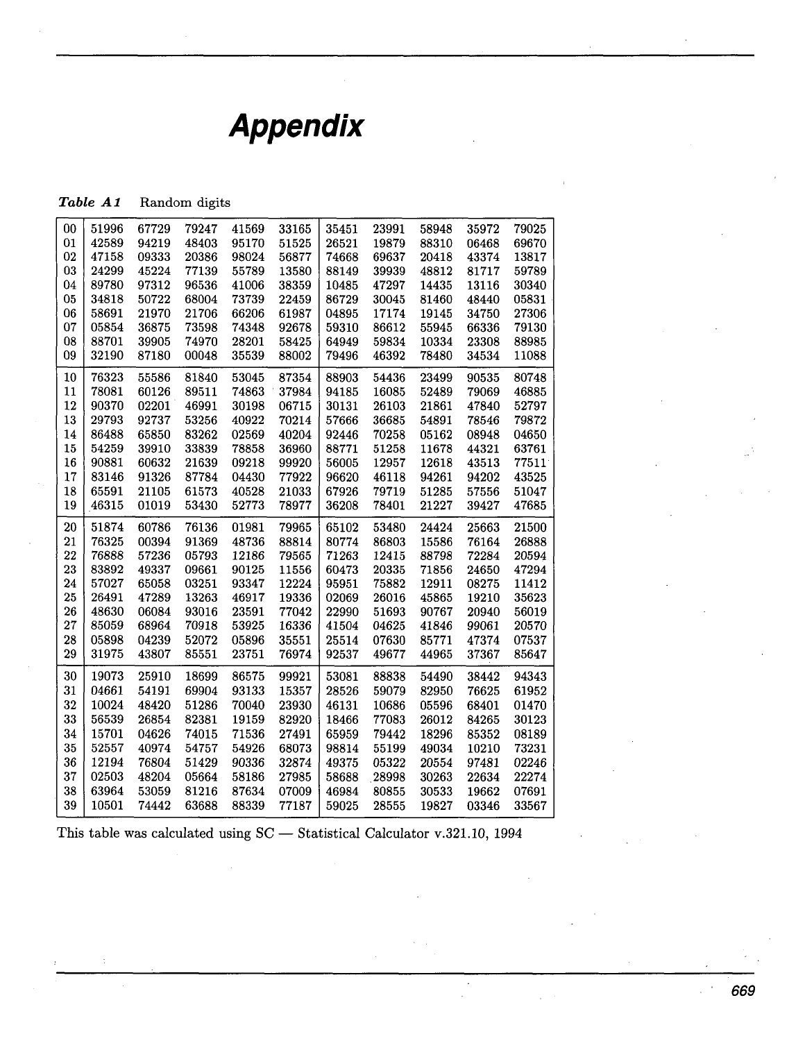# Appendix

***Table A1*** Random digits

| | | | | | | | | | | |
|---|---|---|---|---|---|---|---|---|---|---|
| 00 | 51996 | 67729 | 79247 | 41569 | 33165 | 35451 | 23991 | 58948 | 35972 | 79025 |
| 01 | 42589 | 94219 | 48403 | 95170 | 51525 | 26521 | 19879 | 88310 | 06468 | 69670 |
| 02 | 47158 | 09333 | 20386 | 98024 | 56877 | 74668 | 69637 | 20418 | 43374 | 13817 |
| 03 | 24299 | 45224 | 77139 | 55789 | 13580 | 88149 | 39939 | 48812 | 81717 | 59789 |
| 04 | 89780 | 97312 | 96536 | 41006 | 38359 | 10485 | 47297 | 14435 | 13116 | 30340 |
| 05 | 34818 | 50722 | 68004 | 73739 | 22459 | 86729 | 30045 | 81460 | 48440 | 05831 |
| 06 | 58691 | 21970 | 21706 | 66206 | 61987 | 04895 | 17174 | 19145 | 34750 | 27306 |
| 07 | 05854 | 36875 | 73598 | 74348 | 92678 | 59310 | 86612 | 55945 | 66336 | 79130 |
| 08 | 88701 | 39905 | 74970 | 28201 | 58425 | 64949 | 59834 | 10334 | 23308 | 88985 |
| 09 | 32190 | 87180 | 00048 | 35539 | 88002 | 79496 | 46392 | 78480 | 34534 | 11088 |
| 10 | 76323 | 55586 | 81840 | 53045 | 87354 | 88903 | 54436 | 23499 | 90535 | 80748 |
| 11 | 78081 | 60126 | 89511 | 74863 | 37984 | 94185 | 16085 | 52489 | 79069 | 46885 |
| 12 | 90370 | 02201 | 46991 | 30198 | 06715 | 30131 | 26103 | 21861 | 47840 | 52797 |
| 13 | 29793 | 92737 | 53256 | 40922 | 70214 | 57666 | 36685 | 54891 | 78546 | 79872 |
| 14 | 86488 | 65850 | 83262 | 02569 | 40204 | 92446 | 70258 | 05162 | 08948 | 04650 |
| 15 | 54259 | 39910 | 33839 | 78858 | 36960 | 88771 | 51258 | 11678 | 44321 | 63761 |
| 16 | 90881 | 60632 | 21639 | 09218 | 99920 | 56005 | 12957 | 12618 | 43513 | 77511 |
| 17 | 83146 | 91326 | 87784 | 04430 | 77922 | 96620 | 46118 | 94261 | 94202 | 43525 |
| 18 | 65591 | 21105 | 61573 | 40528 | 21033 | 67926 | 79719 | 51285 | 57556 | 51047 |
| 19 | 46315 | 01019 | 53430 | 52773 | 78977 | 36208 | 78401 | 21227 | 39427 | 47685 |
| 20 | 51874 | 60786 | 76136 | 01981 | 79965 | 65102 | 53480 | 24424 | 25663 | 21500 |
| 21 | 76325 | 00394 | 91369 | 48736 | 88814 | 80774 | 86803 | 15586 | 76164 | 26888 |
| 22 | 76888 | 57236 | 05793 | 12186 | 79565 | 71263 | 12415 | 88798 | 72284 | 20594 |
| 23 | 83892 | 49337 | 09661 | 90125 | 11556 | 60473 | 20335 | 71856 | 24650 | 47294 |
| 24 | 57027 | 65058 | 03251 | 93347 | 12224 | 95951 | 75882 | 12911 | 08275 | 11412 |
| 25 | 26491 | 47289 | 13263 | 46917 | 19336 | 02069 | 26016 | 45865 | 19210 | 35623 |
| 26 | 48630 | 06084 | 93016 | 23591 | 77042 | 22990 | 51693 | 90767 | 20940 | 56019 |
| 27 | 85059 | 68964 | 70918 | 53925 | 16336 | 41504 | 04625 | 41846 | 99061 | 20570 |
| 28 | 05898 | 04239 | 52072 | 05896 | 35551 | 25514 | 07630 | 85771 | 47374 | 07537 |
| 29 | 31975 | 43807 | 85551 | 23751 | 76974 | 92537 | 49677 | 44965 | 37367 | 85647 |
| 30 | 19073 | 25910 | 18699 | 86575 | 99921 | 53081 | 88838 | 54490 | 38442 | 94343 |
| 31 | 04661 | 54191 | 69904 | 93133 | 15357 | 28526 | 59079 | 82950 | 76625 | 61952 |
| 32 | 10024 | 48420 | 51286 | 70040 | 23930 | 46131 | 10686 | 05596 | 68401 | 01470 |
| 33 | 56539 | 26854 | 82381 | 19159 | 82920 | 18466 | 77083 | 26012 | 84265 | 30123 |
| 34 | 15701 | 04626 | 74015 | 71536 | 27491 | 65959 | 79442 | 18296 | 85352 | 08189 |
| 35 | 52557 | 40974 | 54757 | 54926 | 68073 | 98814 | 55199 | 49034 | 10210 | 73231 |
| 36 | 12194 | 76804 | 51429 | 90336 | 32874 | 49375 | 05322 | 20554 | 97481 | 02246 |
| 37 | 02503 | 48204 | 05664 | 58186 | 27985 | 58688 | 28998 | 30263 | 22634 | 22274 |
| 38 | 63964 | 53059 | 81216 | 87634 | 07009 | 46984 | 80855 | 30533 | 19662 | 07691 |
| 39 | 10501 | 74442 | 63688 | 88339 | 77187 | 59025 | 28555 | 19827 | 03346 | 33567 |

This table was calculated using SC — Statistical Calculator v.321.10, 1994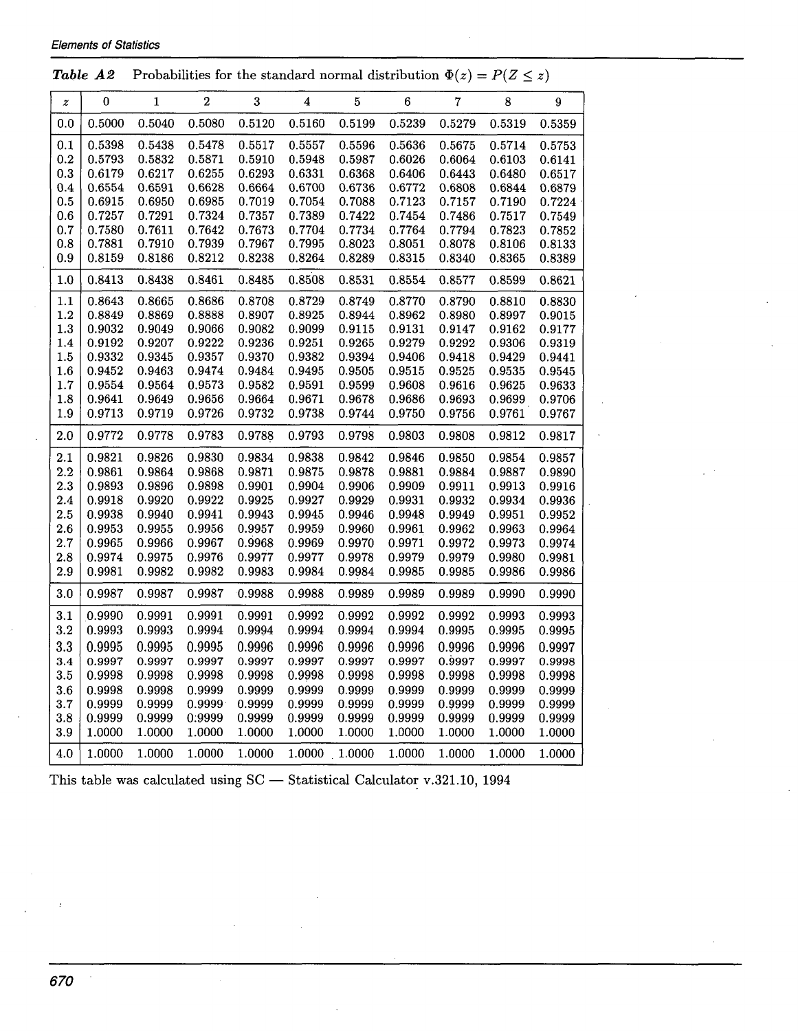**Table A2** Probabilities for the standard normal distribution $\Phi(z) = P(Z \leq z)$

| $z$ | 0 | 1 | 2 | 3 | 4 | 5 | 6 | 7 | 8 | 9 |
|---|---|---|---|---|---|---|---|---|---|---|
| 0.0 | 0.5000 | 0.5040 | 0.5080 | 0.5120 | 0.5160 | 0.5199 | 0.5239 | 0.5279 | 0.5319 | 0.5359 |
| 0.1 | 0.5398 | 0.5438 | 0.5478 | 0.5517 | 0.5557 | 0.5596 | 0.5636 | 0.5675 | 0.5714 | 0.5753 |
| 0.2 | 0.5793 | 0.5832 | 0.5871 | 0.5910 | 0.5948 | 0.5987 | 0.6026 | 0.6064 | 0.6103 | 0.6141 |
| 0.3 | 0.6179 | 0.6217 | 0.6255 | 0.6293 | 0.6331 | 0.6368 | 0.6406 | 0.6443 | 0.6480 | 0.6517 |
| 0.4 | 0.6554 | 0.6591 | 0.6628 | 0.6664 | 0.6700 | 0.6736 | 0.6772 | 0.6808 | 0.6844 | 0.6879 |
| 0.5 | 0.6915 | 0.6950 | 0.6985 | 0.7019 | 0.7054 | 0.7088 | 0.7123 | 0.7157 | 0.7190 | 0.7224 |
| 0.6 | 0.7257 | 0.7291 | 0.7324 | 0.7357 | 0.7389 | 0.7422 | 0.7454 | 0.7486 | 0.7517 | 0.7549 |
| 0.7 | 0.7580 | 0.7611 | 0.7642 | 0.7673 | 0.7704 | 0.7734 | 0.7764 | 0.7794 | 0.7823 | 0.7852 |
| 0.8 | 0.7881 | 0.7910 | 0.7939 | 0.7967 | 0.7995 | 0.8023 | 0.8051 | 0.8078 | 0.8106 | 0.8133 |
| 0.9 | 0.8159 | 0.8186 | 0.8212 | 0.8238 | 0.8264 | 0.8289 | 0.8315 | 0.8340 | 0.8365 | 0.8389 |
| 1.0 | 0.8413 | 0.8438 | 0.8461 | 0.8485 | 0.8508 | 0.8531 | 0.8554 | 0.8577 | 0.8599 | 0.8621 |
| 1.1 | 0.8643 | 0.8665 | 0.8686 | 0.8708 | 0.8729 | 0.8749 | 0.8770 | 0.8790 | 0.8810 | 0.8830 |
| 1.2 | 0.8849 | 0.8869 | 0.8888 | 0.8907 | 0.8925 | 0.8944 | 0.8962 | 0.8980 | 0.8997 | 0.9015 |
| 1.3 | 0.9032 | 0.9049 | 0.9066 | 0.9082 | 0.9099 | 0.9115 | 0.9131 | 0.9147 | 0.9162 | 0.9177 |
| 1.4 | 0.9192 | 0.9207 | 0.9222 | 0.9236 | 0.9251 | 0.9265 | 0.9279 | 0.9292 | 0.9306 | 0.9319 |
| 1.5 | 0.9332 | 0.9345 | 0.9357 | 0.9370 | 0.9382 | 0.9394 | 0.9406 | 0.9418 | 0.9429 | 0.9441 |
| 1.6 | 0.9452 | 0.9463 | 0.9474 | 0.9484 | 0.9495 | 0.9505 | 0.9515 | 0.9525 | 0.9535 | 0.9545 |
| 1.7 | 0.9554 | 0.9564 | 0.9573 | 0.9582 | 0.9591 | 0.9599 | 0.9608 | 0.9616 | 0.9625 | 0.9633 |
| 1.8 | 0.9641 | 0.9649 | 0.9656 | 0.9664 | 0.9671 | 0.9678 | 0.9686 | 0.9693 | 0.9699 | 0.9706 |
| 1.9 | 0.9713 | 0.9719 | 0.9726 | 0.9732 | 0.9738 | 0.9744 | 0.9750 | 0.9756 | 0.9761 | 0.9767 |
| 2.0 | 0.9772 | 0.9778 | 0.9783 | 0.9788 | 0.9793 | 0.9798 | 0.9803 | 0.9808 | 0.9812 | 0.9817 |
| 2.1 | 0.9821 | 0.9826 | 0.9830 | 0.9834 | 0.9838 | 0.9842 | 0.9846 | 0.9850 | 0.9854 | 0.9857 |
| 2.2 | 0.9861 | 0.9864 | 0.9868 | 0.9871 | 0.9875 | 0.9878 | 0.9881 | 0.9884 | 0.9887 | 0.9890 |
| 2.3 | 0.9893 | 0.9896 | 0.9898 | 0.9901 | 0.9904 | 0.9906 | 0.9909 | 0.9911 | 0.9913 | 0.9916 |
| 2.4 | 0.9918 | 0.9920 | 0.9922 | 0.9925 | 0.9927 | 0.9929 | 0.9931 | 0.9932 | 0.9934 | 0.9936 |
| 2.5 | 0.9938 | 0.9940 | 0.9941 | 0.9943 | 0.9945 | 0.9946 | 0.9948 | 0.9949 | 0.9951 | 0.9952 |
| 2.6 | 0.9953 | 0.9955 | 0.9956 | 0.9957 | 0.9959 | 0.9960 | 0.9961 | 0.9962 | 0.9963 | 0.9964 |
| 2.7 | 0.9965 | 0.9966 | 0.9967 | 0.9968 | 0.9969 | 0.9970 | 0.9971 | 0.9972 | 0.9973 | 0.9974 |
| 2.8 | 0.9974 | 0.9975 | 0.9976 | 0.9977 | 0.9977 | 0.9978 | 0.9979 | 0.9979 | 0.9980 | 0.9981 |
| 2.9 | 0.9981 | 0.9982 | 0.9982 | 0.9983 | 0.9984 | 0.9984 | 0.9985 | 0.9985 | 0.9986 | 0.9986 |
| 3.0 | 0.9987 | 0.9987 | 0.9987 | 0.9988 | 0.9988 | 0.9989 | 0.9989 | 0.9989 | 0.9990 | 0.9990 |
| 3.1 | 0.9990 | 0.9991 | 0.9991 | 0.9991 | 0.9992 | 0.9992 | 0.9992 | 0.9992 | 0.9993 | 0.9993 |
| 3.2 | 0.9993 | 0.9993 | 0.9994 | 0.9994 | 0.9994 | 0.9994 | 0.9994 | 0.9995 | 0.9995 | 0.9995 |
| 3.3 | 0.9995 | 0.9995 | 0.9995 | 0.9996 | 0.9996 | 0.9996 | 0.9996 | 0.9996 | 0.9996 | 0.9997 |
| 3.4 | 0.9997 | 0.9997 | 0.9997 | 0.9997 | 0.9997 | 0.9997 | 0.9997 | 0.9997 | 0.9997 | 0.9998 |
| 3.5 | 0.9998 | 0.9998 | 0.9998 | 0.9998 | 0.9998 | 0.9998 | 0.9998 | 0.9998 | 0.9998 | 0.9998 |
| 3.6 | 0.9998 | 0.9998 | 0.9999 | 0.9999 | 0.9999 | 0.9999 | 0.9999 | 0.9999 | 0.9999 | 0.9999 |
| 3.7 | 0.9999 | 0.9999 | 0.9999 | 0.9999 | 0.9999 | 0.9999 | 0.9999 | 0.9999 | 0.9999 | 0.9999 |
| 3.8 | 0.9999 | 0.9999 | 0.9999 | 0.9999 | 0.9999 | 0.9999 | 0.9999 | 0.9999 | 0.9999 | 0.9999 |
| 3.9 | 1.0000 | 1.0000 | 1.0000 | 1.0000 | 1.0000 | 1.0000 | 1.0000 | 1.0000 | 1.0000 | 1.0000 |
| 4.0 | 1.0000 | 1.0000 | 1.0000 | 1.0000 | 1.0000 | 1.0000 | 1.0000 | 1.0000 | 1.0000 | 1.0000 |

This table was calculated using SC — Statistical Calculator v.321.10, 1994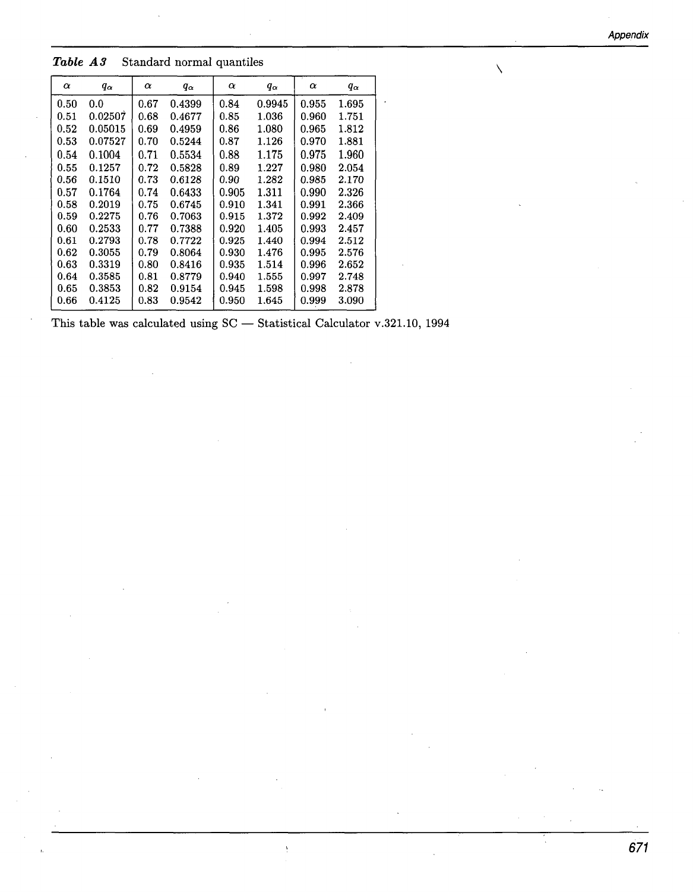***Table A3*** Standard normal quantiles

| $\alpha$ | $q_\alpha$ | $\alpha$ | $q_\alpha$ | $\alpha$ | $q_\alpha$ | $\alpha$ | $q_\alpha$ |
|---|---|---|---|---|---|---|---|
| 0.50 | 0.0 | 0.67 | 0.4399 | 0.84 | 0.9945 | 0.955 | 1.695 |
| 0.51 | 0.02507 | 0.68 | 0.4677 | 0.85 | 1.036 | 0.960 | 1.751 |
| 0.52 | 0.05015 | 0.69 | 0.4959 | 0.86 | 1.080 | 0.965 | 1.812 |
| 0.53 | 0.07527 | 0.70 | 0.5244 | 0.87 | 1.126 | 0.970 | 1.881 |
| 0.54 | 0.1004 | 0.71 | 0.5534 | 0.88 | 1.175 | 0.975 | 1.960 |
| 0.55 | 0.1257 | 0.72 | 0.5828 | 0.89 | 1.227 | 0.980 | 2.054 |
| 0.56 | 0.1510 | 0.73 | 0.6128 | 0.90 | 1.282 | 0.985 | 2.170 |
| 0.57 | 0.1764 | 0.74 | 0.6433 | 0.905 | 1.311 | 0.990 | 2.326 |
| 0.58 | 0.2019 | 0.75 | 0.6745 | 0.910 | 1.341 | 0.991 | 2.366 |
| 0.59 | 0.2275 | 0.76 | 0.7063 | 0.915 | 1.372 | 0.992 | 2.409 |
| 0.60 | 0.2533 | 0.77 | 0.7388 | 0.920 | 1.405 | 0.993 | 2.457 |
| 0.61 | 0.2793 | 0.78 | 0.7722 | 0.925 | 1.440 | 0.994 | 2.512 |
| 0.62 | 0.3055 | 0.79 | 0.8064 | 0.930 | 1.476 | 0.995 | 2.576 |
| 0.63 | 0.3319 | 0.80 | 0.8416 | 0.935 | 1.514 | 0.996 | 2.652 |
| 0.64 | 0.3585 | 0.81 | 0.8779 | 0.940 | 1.555 | 0.997 | 2.748 |
| 0.65 | 0.3853 | 0.82 | 0.9154 | 0.945 | 1.598 | 0.998 | 2.878 |
| 0.66 | 0.4125 | 0.83 | 0.9542 | 0.950 | 1.645 | 0.999 | 3.090 |

This table was calculated using SC — Statistical Calculator v.321.10, 1994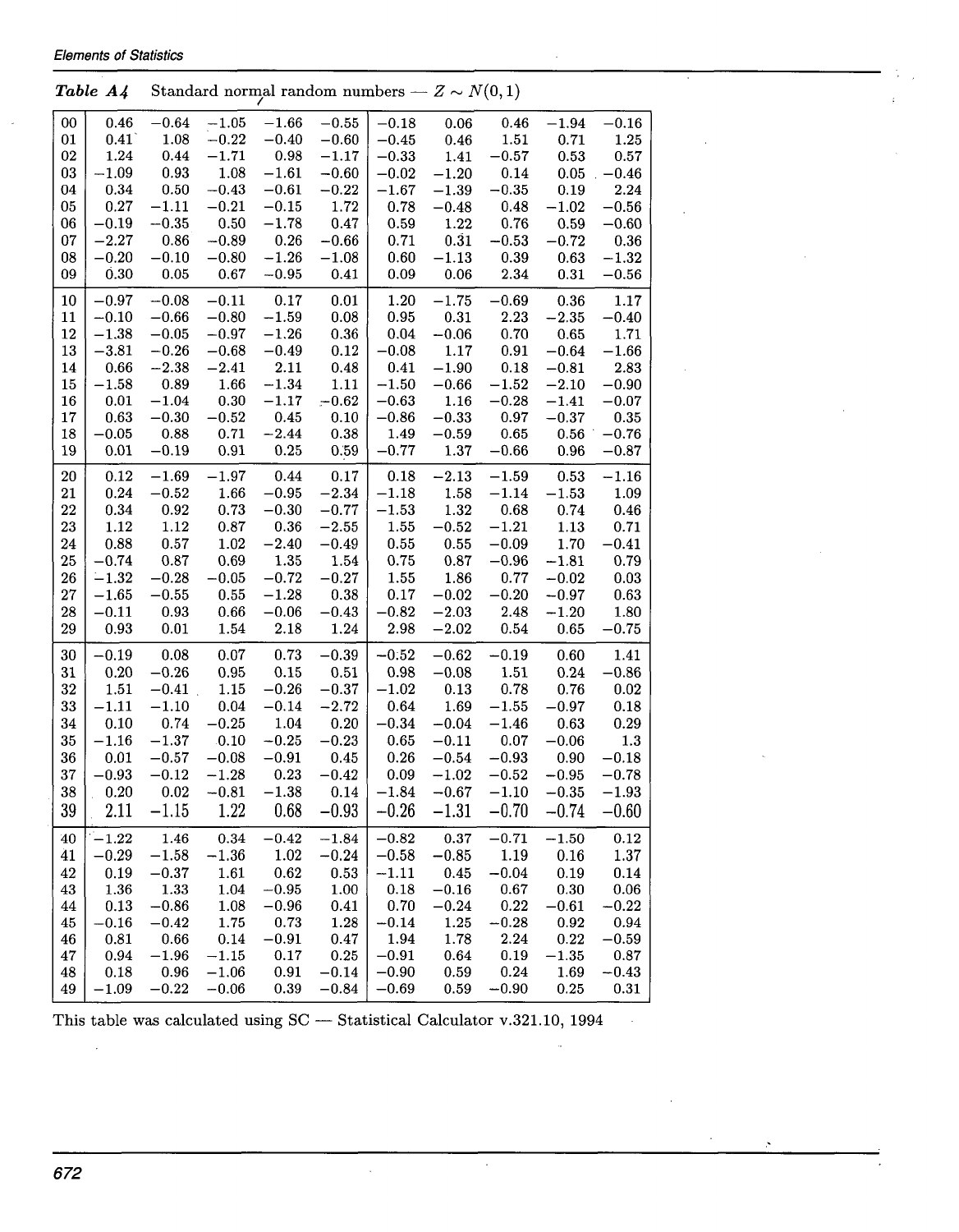***Table A4*** Standard normal random numbers — $Z \sim N(0,1)$

| | | | | | | | | | | |
|---|---|---|---|---|---|---|---|---|---|---|
| 00 | 0.46 | −0.64 | −1.05 | −1.66 | −0.55 | −0.18 | 0.06 | 0.46 | −1.94 | −0.16 |
| 01 | 0.41 | 1.08 | −0.22 | −0.40 | −0.60 | −0.45 | 0.46 | 1.51 | 0.71 | 1.25 |
| 02 | 1.24 | 0.44 | −1.71 | 0.98 | −1.17 | −0.33 | 1.41 | −0.57 | 0.53 | 0.57 |
| 03 | −1.09 | 0.93 | 1.08 | −1.61 | −0.60 | −0.02 | −1.20 | 0.14 | 0.05 | −0.46 |
| 04 | 0.34 | 0.50 | −0.43 | −0.61 | −0.22 | −1.67 | −1.39 | −0.35 | 0.19 | 2.24 |
| 05 | 0.27 | −1.11 | −0.21 | −0.15 | 1.72 | 0.78 | −0.48 | 0.48 | −1.02 | −0.56 |
| 06 | −0.19 | −0.35 | 0.50 | −1.78 | 0.47 | 0.59 | 1.22 | 0.76 | 0.59 | −0.60 |
| 07 | −2.27 | 0.86 | −0.89 | 0.26 | −0.66 | 0.71 | 0.31 | −0.53 | −0.72 | 0.36 |
| 08 | −0.20 | −0.10 | −0.80 | −1.26 | −1.08 | 0.60 | −1.13 | 0.39 | 0.63 | −1.32 |
| 09 | 0.30 | 0.05 | 0.67 | −0.95 | 0.41 | 0.09 | 0.06 | 2.34 | 0.31 | −0.56 |
| 10 | −0.97 | −0.08 | −0.11 | 0.17 | 0.01 | 1.20 | −1.75 | −0.69 | 0.36 | 1.17 |
| 11 | −0.10 | −0.66 | −0.80 | −1.59 | 0.08 | 0.95 | 0.31 | 2.23 | −2.35 | −0.40 |
| 12 | −1.38 | −0.05 | −0.97 | −1.26 | 0.36 | 0.04 | −0.06 | 0.70 | 0.65 | 1.71 |
| 13 | −3.81 | −0.26 | −0.68 | −0.49 | 0.12 | −0.08 | 1.17 | 0.91 | −0.64 | −1.66 |
| 14 | 0.66 | −2.38 | −2.41 | 2.11 | 0.48 | 0.41 | −1.90 | 0.18 | −0.81 | 2.83 |
| 15 | −1.58 | 0.89 | 1.66 | −1.34 | 1.11 | −1.50 | −0.66 | −1.52 | −2.10 | −0.90 |
| 16 | 0.01 | −1.04 | 0.30 | −1.17 | −0.62 | −0.63 | 1.16 | −0.28 | −1.41 | −0.07 |
| 17 | 0.63 | −0.30 | −0.52 | 0.45 | 0.10 | −0.86 | −0.33 | 0.97 | −0.37 | 0.35 |
| 18 | −0.05 | 0.88 | 0.71 | −2.44 | 0.38 | 1.49 | −0.59 | 0.65 | 0.56 | −0.76 |
| 19 | 0.01 | −0.19 | 0.91 | 0.25 | 0.59 | −0.77 | 1.37 | −0.66 | 0.96 | −0.87 |
| 20 | 0.12 | −1.69 | −1.97 | 0.44 | 0.17 | 0.18 | −2.13 | −1.59 | 0.53 | −1.16 |
| 21 | 0.24 | −0.52 | 1.66 | −0.95 | −2.34 | −1.18 | 1.58 | −1.14 | −1.53 | 1.09 |
| 22 | 0.34 | 0.92 | 0.73 | −0.30 | −0.77 | −1.53 | 1.32 | 0.68 | 0.74 | 0.46 |
| 23 | 1.12 | 1.12 | 0.87 | 0.36 | −2.55 | 1.55 | −0.52 | −1.21 | 1.13 | 0.71 |
| 24 | 0.88 | 0.57 | 1.02 | −2.40 | −0.49 | 0.55 | 0.55 | −0.09 | 1.70 | −0.41 |
| 25 | −0.74 | 0.87 | 0.69 | 1.35 | 1.54 | 0.75 | 0.87 | −0.96 | −1.81 | 0.79 |
| 26 | −1.32 | −0.28 | −0.05 | −0.72 | −0.27 | 1.55 | 1.86 | 0.77 | −0.02 | 0.03 |
| 27 | −1.65 | −0.55 | 0.55 | −1.28 | 0.38 | 0.17 | −0.02 | −0.20 | −0.97 | 0.63 |
| 28 | −0.11 | 0.93 | 0.66 | −0.06 | −0.43 | −0.82 | −2.03 | 2.48 | −1.20 | 1.80 |
| 29 | 0.93 | 0.01 | 1.54 | 2.18 | 1.24 | 2.98 | −2.02 | 0.54 | 0.65 | −0.75 |
| 30 | −0.19 | 0.08 | 0.07 | 0.73 | −0.39 | −0.52 | −0.62 | −0.19 | 0.60 | 1.41 |
| 31 | 0.20 | −0.26 | 0.95 | 0.15 | 0.51 | 0.98 | −0.08 | 1.51 | 0.24 | −0.86 |
| 32 | 1.51 | −0.41 | 1.15 | −0.26 | −0.37 | −1.02 | 0.13 | 0.78 | 0.76 | 0.02 |
| 33 | −1.11 | −1.10 | 0.04 | −0.14 | −2.72 | 0.64 | 1.69 | −1.55 | −0.97 | 0.18 |
| 34 | 0.10 | 0.74 | −0.25 | 1.04 | 0.20 | −0.34 | −0.04 | −1.46 | 0.63 | 0.29 |
| 35 | −1.16 | −1.37 | 0.10 | −0.25 | −0.23 | 0.65 | −0.11 | 0.07 | −0.06 | 1.3 |
| 36 | 0.01 | −0.57 | −0.08 | −0.91 | 0.45 | 0.26 | −0.54 | −0.93 | 0.90 | −0.18 |
| 37 | −0.93 | −0.12 | −1.28 | 0.23 | −0.42 | 0.09 | −1.02 | −0.52 | −0.95 | −0.78 |
| 38 | 0.20 | 0.02 | −0.81 | −1.38 | 0.14 | −1.84 | −0.67 | −1.10 | −0.35 | −1.93 |
| 39 | 2.11 | −1.15 | 1.22 | 0.68 | −0.93 | −0.26 | −1.31 | −0.70 | −0.74 | −0.60 |
| 40 | −1.22 | 1.46 | 0.34 | −0.42 | −1.84 | −0.82 | 0.37 | −0.71 | −1.50 | 0.12 |
| 41 | −0.29 | −1.58 | −1.36 | 1.02 | −0.24 | −0.58 | −0.85 | 1.19 | 0.16 | 1.37 |
| 42 | 0.19 | −0.37 | 1.61 | 0.62 | 0.53 | −1.11 | 0.45 | −0.04 | 0.19 | 0.14 |
| 43 | 1.36 | 1.33 | 1.04 | −0.95 | 1.00 | 0.18 | −0.16 | 0.67 | 0.30 | 0.06 |
| 44 | 0.13 | −0.86 | 1.08 | −0.96 | 0.41 | 0.70 | −0.24 | 0.22 | −0.61 | −0.22 |
| 45 | −0.16 | −0.42 | 1.75 | 0.73 | 1.28 | −0.14 | 1.25 | −0.28 | 0.92 | 0.94 |
| 46 | 0.81 | 0.66 | 0.14 | −0.91 | 0.47 | 1.94 | 1.78 | 2.24 | 0.22 | −0.59 |
| 47 | 0.94 | −1.96 | −1.15 | 0.17 | 0.25 | −0.91 | 0.64 | 0.19 | −1.35 | 0.87 |
| 48 | 0.18 | 0.96 | −1.06 | 0.91 | −0.14 | −0.90 | 0.59 | 0.24 | 1.69 | −0.43 |
| 49 | −1.09 | −0.22 | −0.06 | 0.39 | −0.84 | −0.69 | 0.59 | −0.90 | 0.25 | 0.31 |

This table was calculated using SC — Statistical Calculator v.321.10, 1994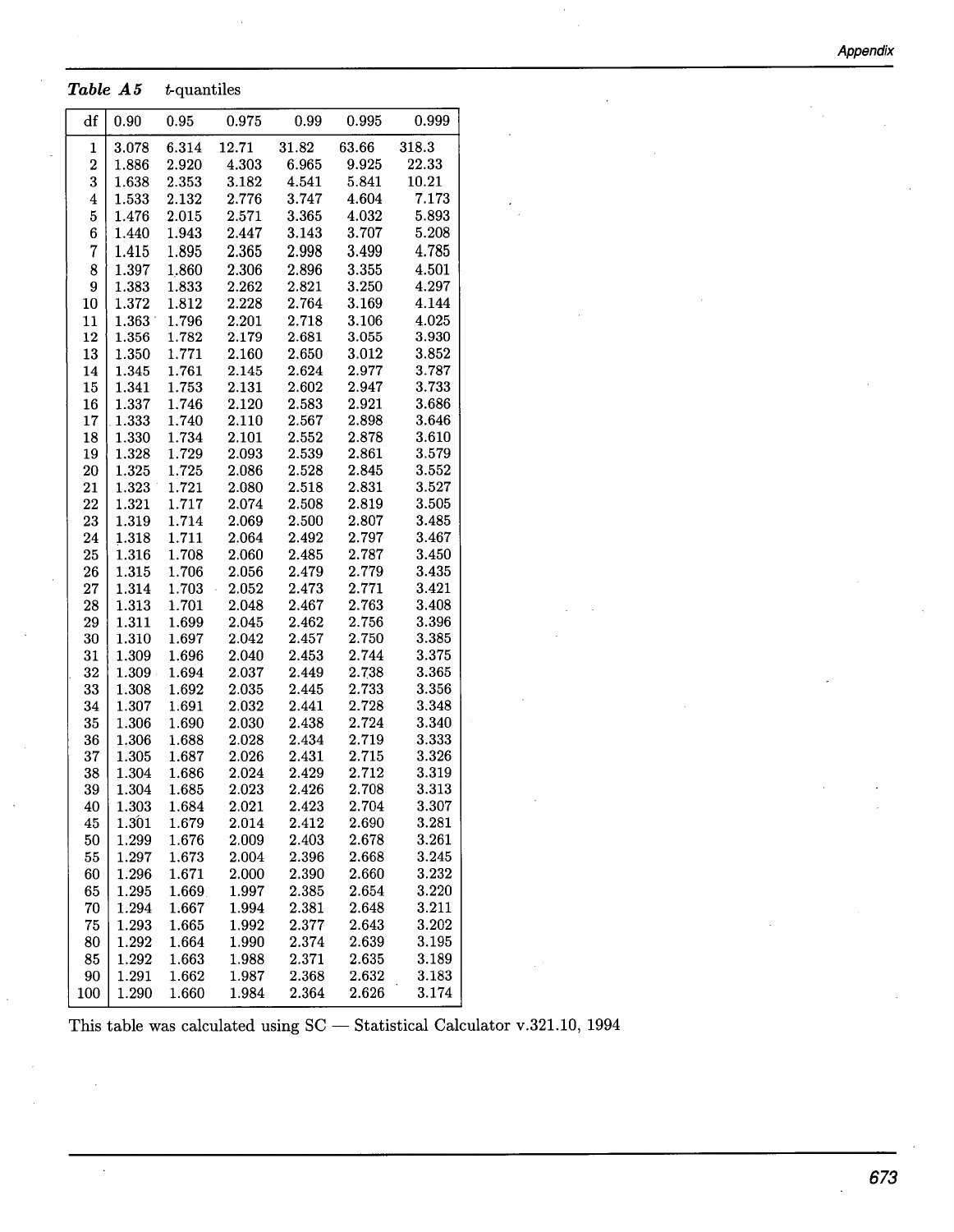***Table A5*** $t$-quantiles

| df | 0.90 | 0.95 | 0.975 | 0.99 | 0.995 | 0.999 |
|---|---|---|---|---|---|---|
| 1 | 3.078 | 6.314 | 12.71 | 31.82 | 63.66 | 318.3 |
| 2 | 1.886 | 2.920 | 4.303 | 6.965 | 9.925 | 22.33 |
| 3 | 1.638 | 2.353 | 3.182 | 4.541 | 5.841 | 10.21 |
| 4 | 1.533 | 2.132 | 2.776 | 3.747 | 4.604 | 7.173 |
| 5 | 1.476 | 2.015 | 2.571 | 3.365 | 4.032 | 5.893 |
| 6 | 1.440 | 1.943 | 2.447 | 3.143 | 3.707 | 5.208 |
| 7 | 1.415 | 1.895 | 2.365 | 2.998 | 3.499 | 4.785 |
| 8 | 1.397 | 1.860 | 2.306 | 2.896 | 3.355 | 4.501 |
| 9 | 1.383 | 1.833 | 2.262 | 2.821 | 3.250 | 4.297 |
| 10 | 1.372 | 1.812 | 2.228 | 2.764 | 3.169 | 4.144 |
| 11 | 1.363 | 1.796 | 2.201 | 2.718 | 3.106 | 4.025 |
| 12 | 1.356 | 1.782 | 2.179 | 2.681 | 3.055 | 3.930 |
| 13 | 1.350 | 1.771 | 2.160 | 2.650 | 3.012 | 3.852 |
| 14 | 1.345 | 1.761 | 2.145 | 2.624 | 2.977 | 3.787 |
| 15 | 1.341 | 1.753 | 2.131 | 2.602 | 2.947 | 3.733 |
| 16 | 1.337 | 1.746 | 2.120 | 2.583 | 2.921 | 3.686 |
| 17 | 1.333 | 1.740 | 2.110 | 2.567 | 2.898 | 3.646 |
| 18 | 1.330 | 1.734 | 2.101 | 2.552 | 2.878 | 3.610 |
| 19 | 1.328 | 1.729 | 2.093 | 2.539 | 2.861 | 3.579 |
| 20 | 1.325 | 1.725 | 2.086 | 2.528 | 2.845 | 3.552 |
| 21 | 1.323 | 1.721 | 2.080 | 2.518 | 2.831 | 3.527 |
| 22 | 1.321 | 1.717 | 2.074 | 2.508 | 2.819 | 3.505 |
| 23 | 1.319 | 1.714 | 2.069 | 2.500 | 2.807 | 3.485 |
| 24 | 1.318 | 1.711 | 2.064 | 2.492 | 2.797 | 3.467 |
| 25 | 1.316 | 1.708 | 2.060 | 2.485 | 2.787 | 3.450 |
| 26 | 1.315 | 1.706 | 2.056 | 2.479 | 2.779 | 3.435 |
| 27 | 1.314 | 1.703 | 2.052 | 2.473 | 2.771 | 3.421 |
| 28 | 1.313 | 1.701 | 2.048 | 2.467 | 2.763 | 3.408 |
| 29 | 1.311 | 1.699 | 2.045 | 2.462 | 2.756 | 3.396 |
| 30 | 1.310 | 1.697 | 2.042 | 2.457 | 2.750 | 3.385 |
| 31 | 1.309 | 1.696 | 2.040 | 2.453 | 2.744 | 3.375 |
| 32 | 1.309 | 1.694 | 2.037 | 2.449 | 2.738 | 3.365 |
| 33 | 1.308 | 1.692 | 2.035 | 2.445 | 2.733 | 3.356 |
| 34 | 1.307 | 1.691 | 2.032 | 2.441 | 2.728 | 3.348 |
| 35 | 1.306 | 1.690 | 2.030 | 2.438 | 2.724 | 3.340 |
| 36 | 1.306 | 1.688 | 2.028 | 2.434 | 2.719 | 3.333 |
| 37 | 1.305 | 1.687 | 2.026 | 2.431 | 2.715 | 3.326 |
| 38 | 1.304 | 1.686 | 2.024 | 2.429 | 2.712 | 3.319 |
| 39 | 1.304 | 1.685 | 2.023 | 2.426 | 2.708 | 3.313 |
| 40 | 1.303 | 1.684 | 2.021 | 2.423 | 2.704 | 3.307 |
| 45 | 1.301 | 1.679 | 2.014 | 2.412 | 2.690 | 3.281 |
| 50 | 1.299 | 1.676 | 2.009 | 2.403 | 2.678 | 3.261 |
| 55 | 1.297 | 1.673 | 2.004 | 2.396 | 2.668 | 3.245 |
| 60 | 1.296 | 1.671 | 2.000 | 2.390 | 2.660 | 3.232 |
| 65 | 1.295 | 1.669 | 1.997 | 2.385 | 2.654 | 3.220 |
| 70 | 1.294 | 1.667 | 1.994 | 2.381 | 2.648 | 3.211 |
| 75 | 1.293 | 1.665 | 1.992 | 2.377 | 2.643 | 3.202 |
| 80 | 1.292 | 1.664 | 1.990 | 2.374 | 2.639 | 3.195 |
| 85 | 1.292 | 1.663 | 1.988 | 2.371 | 2.635 | 3.189 |
| 90 | 1.291 | 1.662 | 1.987 | 2.368 | 2.632 | 3.183 |
| 100 | 1.290 | 1.660 | 1.984 | 2.364 | 2.626 | 3.174 |

This table was calculated using SC — Statistical Calculator v.321.10, 1994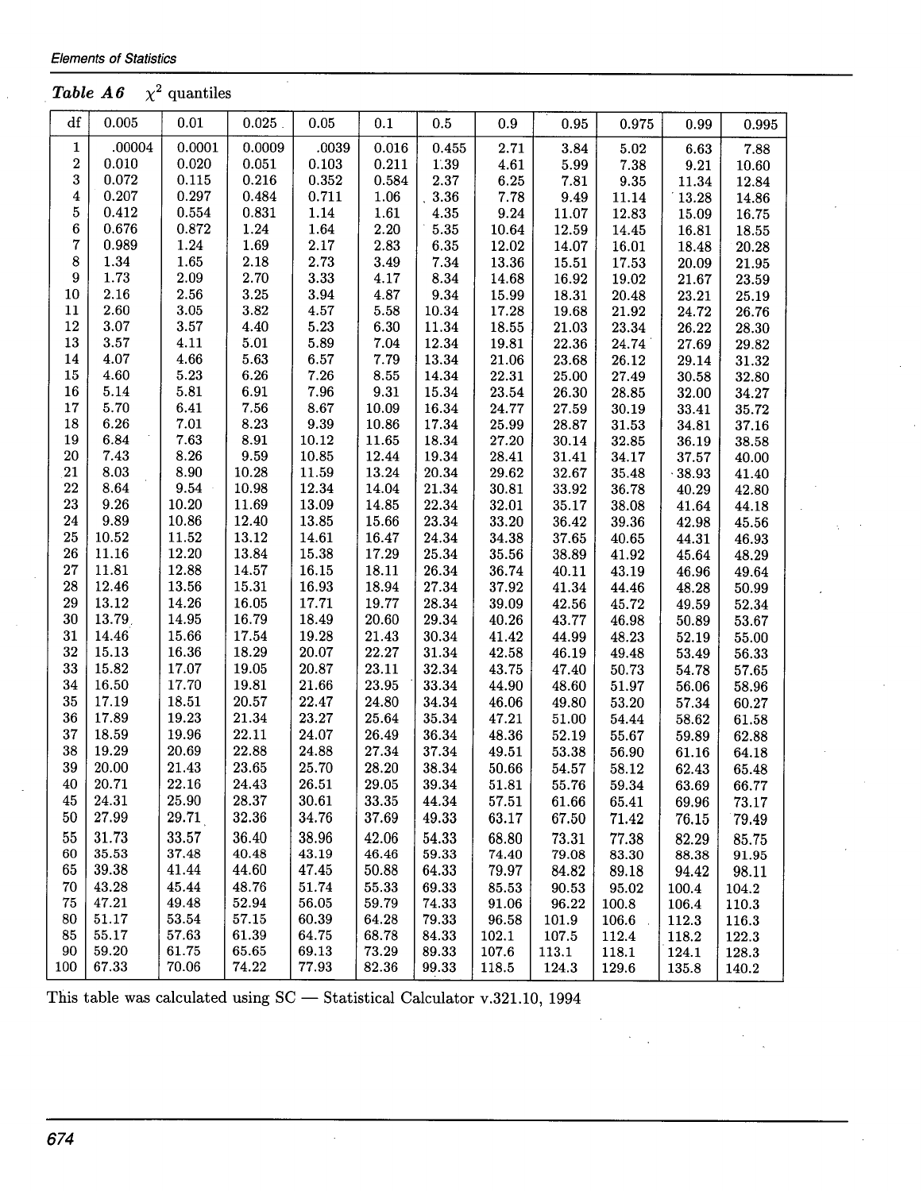**Table A6** $\chi^2$ quantiles

| df | 0.005 | 0.01 | 0.025 | 0.05 | 0.1 | 0.5 | 0.9 | 0.95 | 0.975 | 0.99 | 0.995 |
|---|---|---|---|---|---|---|---|---|---|---|---|
| 1 | .00004 | 0.0001 | 0.0009 | .0039 | 0.016 | 0.455 | 2.71 | 3.84 | 5.02 | 6.63 | 7.88 |
| 2 | 0.010 | 0.020 | 0.051 | 0.103 | 0.211 | 1.39 | 4.61 | 5.99 | 7.38 | 9.21 | 10.60 |
| 3 | 0.072 | 0.115 | 0.216 | 0.352 | 0.584 | 2.37 | 6.25 | 7.81 | 9.35 | 11.34 | 12.84 |
| 4 | 0.207 | 0.297 | 0.484 | 0.711 | 1.06 | 3.36 | 7.78 | 9.49 | 11.14 | 13.28 | 14.86 |
| 5 | 0.412 | 0.554 | 0.831 | 1.14 | 1.61 | 4.35 | 9.24 | 11.07 | 12.83 | 15.09 | 16.75 |
| 6 | 0.676 | 0.872 | 1.24 | 1.64 | 2.20 | 5.35 | 10.64 | 12.59 | 14.45 | 16.81 | 18.55 |
| 7 | 0.989 | 1.24 | 1.69 | 2.17 | 2.83 | 6.35 | 12.02 | 14.07 | 16.01 | 18.48 | 20.28 |
| 8 | 1.34 | 1.65 | 2.18 | 2.73 | 3.49 | 7.34 | 13.36 | 15.51 | 17.53 | 20.09 | 21.95 |
| 9 | 1.73 | 2.09 | 2.70 | 3.33 | 4.17 | 8.34 | 14.68 | 16.92 | 19.02 | 21.67 | 23.59 |
| 10 | 2.16 | 2.56 | 3.25 | 3.94 | 4.87 | 9.34 | 15.99 | 18.31 | 20.48 | 23.21 | 25.19 |
| 11 | 2.60 | 3.05 | 3.82 | 4.57 | 5.58 | 10.34 | 17.28 | 19.68 | 21.92 | 24.72 | 26.76 |
| 12 | 3.07 | 3.57 | 4.40 | 5.23 | 6.30 | 11.34 | 18.55 | 21.03 | 23.34 | 26.22 | 28.30 |
| 13 | 3.57 | 4.11 | 5.01 | 5.89 | 7.04 | 12.34 | 19.81 | 22.36 | 24.74 | 27.69 | 29.82 |
| 14 | 4.07 | 4.66 | 5.63 | 6.57 | 7.79 | 13.34 | 21.06 | 23.68 | 26.12 | 29.14 | 31.32 |
| 15 | 4.60 | 5.23 | 6.26 | 7.26 | 8.55 | 14.34 | 22.31 | 25.00 | 27.49 | 30.58 | 32.80 |
| 16 | 5.14 | 5.81 | 6.91 | 7.96 | 9.31 | 15.34 | 23.54 | 26.30 | 28.85 | 32.00 | 34.27 |
| 17 | 5.70 | 6.41 | 7.56 | 8.67 | 10.09 | 16.34 | 24.77 | 27.59 | 30.19 | 33.41 | 35.72 |
| 18 | 6.26 | 7.01 | 8.23 | 9.39 | 10.86 | 17.34 | 25.99 | 28.87 | 31.53 | 34.81 | 37.16 |
| 19 | 6.84 | 7.63 | 8.91 | 10.12 | 11.65 | 18.34 | 27.20 | 30.14 | 32.85 | 36.19 | 38.58 |
| 20 | 7.43 | 8.26 | 9.59 | 10.85 | 12.44 | 19.34 | 28.41 | 31.41 | 34.17 | 37.57 | 40.00 |
| 21 | 8.03 | 8.90 | 10.28 | 11.59 | 13.24 | 20.34 | 29.62 | 32.67 | 35.48 | 38.93 | 41.40 |
| 22 | 8.64 | 9.54 | 10.98 | 12.34 | 14.04 | 21.34 | 30.81 | 33.92 | 36.78 | 40.29 | 42.80 |
| 23 | 9.26 | 10.20 | 11.69 | 13.09 | 14.85 | 22.34 | 32.01 | 35.17 | 38.08 | 41.64 | 44.18 |
| 24 | 9.89 | 10.86 | 12.40 | 13.85 | 15.66 | 23.34 | 33.20 | 36.42 | 39.36 | 42.98 | 45.56 |
| 25 | 10.52 | 11.52 | 13.12 | 14.61 | 16.47 | 24.34 | 34.38 | 37.65 | 40.65 | 44.31 | 46.93 |
| 26 | 11.16 | 12.20 | 13.84 | 15.38 | 17.29 | 25.34 | 35.56 | 38.89 | 41.92 | 45.64 | 48.29 |
| 27 | 11.81 | 12.88 | 14.57 | 16.15 | 18.11 | 26.34 | 36.74 | 40.11 | 43.19 | 46.96 | 49.64 |
| 28 | 12.46 | 13.56 | 15.31 | 16.93 | 18.94 | 27.34 | 37.92 | 41.34 | 44.46 | 48.28 | 50.99 |
| 29 | 13.12 | 14.26 | 16.05 | 17.71 | 19.77 | 28.34 | 39.09 | 42.56 | 45.72 | 49.59 | 52.34 |
| 30 | 13.79 | 14.95 | 16.79 | 18.49 | 20.60 | 29.34 | 40.26 | 43.77 | 46.98 | 50.89 | 53.67 |
| 31 | 14.46 | 15.66 | 17.54 | 19.28 | 21.43 | 30.34 | 41.42 | 44.99 | 48.23 | 52.19 | 55.00 |
| 32 | 15.13 | 16.36 | 18.29 | 20.07 | 22.27 | 31.34 | 42.58 | 46.19 | 49.48 | 53.49 | 56.33 |
| 33 | 15.82 | 17.07 | 19.05 | 20.87 | 23.11 | 32.34 | 43.75 | 47.40 | 50.73 | 54.78 | 57.65 |
| 34 | 16.50 | 17.70 | 19.81 | 21.66 | 23.95 | 33.34 | 44.90 | 48.60 | 51.97 | 56.06 | 58.96 |
| 35 | 17.19 | 18.51 | 20.57 | 22.47 | 24.80 | 34.34 | 46.06 | 49.80 | 53.20 | 57.34 | 60.27 |
| 36 | 17.89 | 19.23 | 21.34 | 23.27 | 25.64 | 35.34 | 47.21 | 51.00 | 54.44 | 58.62 | 61.58 |
| 37 | 18.59 | 19.96 | 22.11 | 24.07 | 26.49 | 36.34 | 48.36 | 52.19 | 55.67 | 59.89 | 62.88 |
| 38 | 19.29 | 20.69 | 22.88 | 24.88 | 27.34 | 37.34 | 49.51 | 53.38 | 56.90 | 61.16 | 64.18 |
| 39 | 20.00 | 21.43 | 23.65 | 25.70 | 28.20 | 38.34 | 50.66 | 54.57 | 58.12 | 62.43 | 65.48 |
| 40 | 20.71 | 22.16 | 24.43 | 26.51 | 29.05 | 39.34 | 51.81 | 55.76 | 59.34 | 63.69 | 66.77 |
| 45 | 24.31 | 25.90 | 28.37 | 30.61 | 33.35 | 44.34 | 57.51 | 61.66 | 65.41 | 69.96 | 73.17 |
| 50 | 27.99 | 29.71 | 32.36 | 34.76 | 37.69 | 49.33 | 63.17 | 67.50 | 71.42 | 76.15 | 79.49 |
| 55 | 31.73 | 33.57 | 36.40 | 38.96 | 42.06 | 54.33 | 68.80 | 73.31 | 77.38 | 82.29 | 85.75 |
| 60 | 35.53 | 37.48 | 40.48 | 43.19 | 46.46 | 59.33 | 74.40 | 79.08 | 83.30 | 88.38 | 91.95 |
| 65 | 39.38 | 41.44 | 44.60 | 47.45 | 50.88 | 64.33 | 79.97 | 84.82 | 89.18 | 94.42 | 98.11 |
| 70 | 43.28 | 45.44 | 48.76 | 51.74 | 55.33 | 69.33 | 85.53 | 90.53 | 95.02 | 100.4 | 104.2 |
| 75 | 47.21 | 49.48 | 52.94 | 56.05 | 59.79 | 74.33 | 91.06 | 96.22 | 100.8 | 106.4 | 110.3 |
| 80 | 51.17 | 53.54 | 57.15 | 60.39 | 64.28 | 79.33 | 96.58 | 101.9 | 106.6 | 112.3 | 116.3 |
| 85 | 55.17 | 57.63 | 61.39 | 64.75 | 68.78 | 84.33 | 102.1 | 107.5 | 112.4 | 118.2 | 122.3 |
| 90 | 59.20 | 61.75 | 65.65 | 69.13 | 73.29 | 89.33 | 107.6 | 113.1 | 118.1 | 124.1 | 128.3 |
| 100 | 67.33 | 70.06 | 74.22 | 77.93 | 82.36 | 99.33 | 118.5 | 124.3 | 129.6 | 135.8 | 140.2 |

This table was calculated using SC — Statistical Calculator v.321.10, 1994